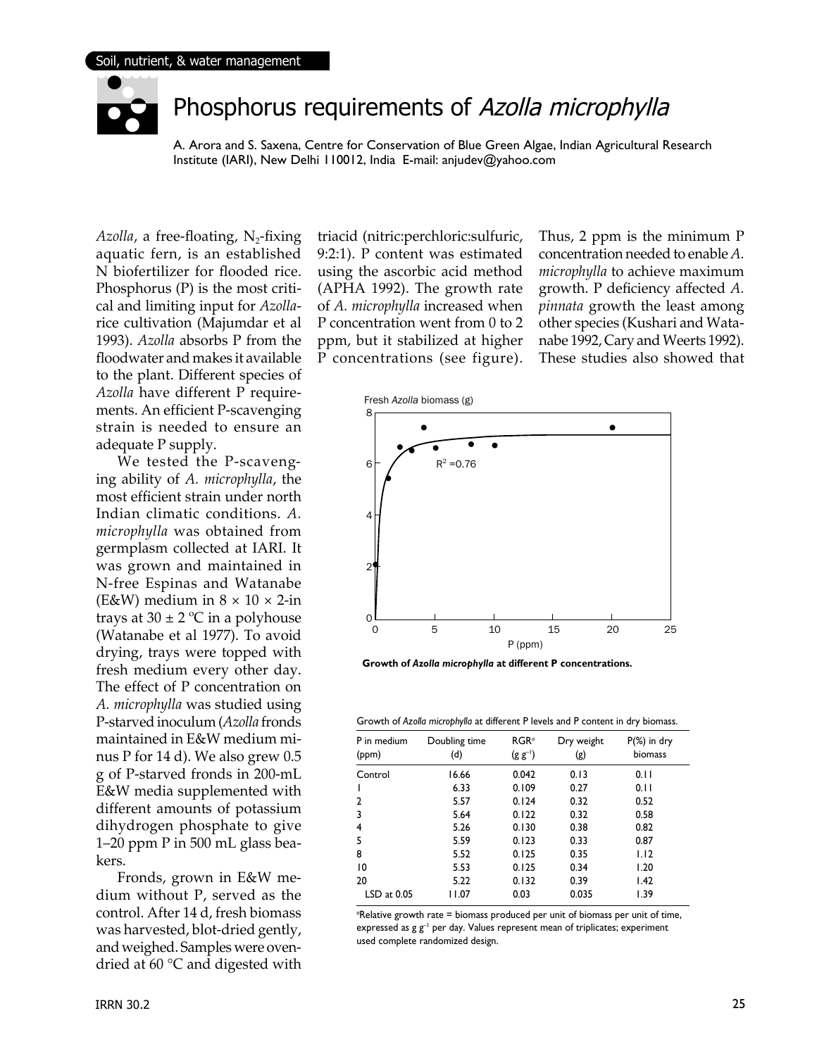Soil, nutrient, & water management

# Phosphorus requirements of *Azolla microphylla*

A. Arora and S. Saxena, Centre for Conservation of Blue Green Algae, Indian Agricultural Research Institute (IARI), New Delhi 110012, India E-mail: anjudev@yahoo.com

*Azolla*, a free-floating, $N_2$-fixing aquatic fern, is an established N biofertilizer for flooded rice. Phosphorus (P) is the most critical and limiting input for *Azolla*-rice cultivation (Majumdar et al 1993). *Azolla* absorbs P from the floodwater and makes it available to the plant. Different species of *Azolla* have different P requirements. An efficient P-scavenging strain is needed to ensure an adequate P supply.

We tested the P-scavenging ability of *A. microphylla*, the most efficient strain under north Indian climatic conditions. *A. microphylla* was obtained from germplasm collected at IARI. It was grown and maintained in N-free Espinas and Watanabe (E&W) medium in 8 × 10 × 2-in trays at 30 ± 2 ºC in a polyhouse (Watanabe et al 1977). To avoid drying, trays were topped with fresh medium every other day. The effect of P concentration on *A. microphylla* was studied using P-starved inoculum (*Azolla* fronds maintained in E&W medium minus P for 14 d). We also grew 0.5 g of P-starved fronds in 200-mL E&W media supplemented with different amounts of potassium dihydrogen phosphate to give 1–20 ppm P in 500 mL glass beakers.

Fronds, grown in E&W medium without P, served as the control. After 14 d, fresh biomass was harvested, blot-dried gently, and weighed. Samples were oven-dried at 60 °C and digested with triacid (nitric:perchloric:sulfuric, 9:2:1). P content was estimated using the ascorbic acid method (APHA 1992). The growth rate of *A. microphylla* increased when P concentration went from 0 to 2 ppm, but it stabilized at higher P concentrations (see figure). Thus, 2 ppm is the minimum P concentration needed to enable *A. microphylla* to achieve maximum growth. P deficiency affected *A. pinnata* growth the least among other species (Kushari and Watanabe 1992, Cary and Weerts 1992). These studies also showed that

**Growth of *Azolla microphylla* at different P concentrations.**

Growth of *Azolla microphylla* at different P levels and P content in dry biomass.

| P in medium (ppm) | Doubling time (d) | RGR[a] ($g\ g^{-1}$) | Dry weight (g) | P(%) in dry biomass |
|---|---|---|---|---|
| Control | 16.66 | 0.042 | 0.13 | 0.11 |
| 1 | 6.33 | 0.109 | 0.27 | 0.11 |
| 2 | 5.57 | 0.124 | 0.32 | 0.52 |
| 3 | 5.64 | 0.122 | 0.32 | 0.58 |
| 4 | 5.26 | 0.130 | 0.38 | 0.82 |
| 5 | 5.59 | 0.123 | 0.33 | 0.87 |
| 8 | 5.52 | 0.125 | 0.35 | 1.12 |
| 10 | 5.53 | 0.125 | 0.34 | 1.20 |
| 20 | 5.22 | 0.132 | 0.39 | 1.42 |
| LSD at 0.05 | 11.07 | 0.03 | 0.035 | 1.39 |

[a]Relative growth rate = biomass produced per unit of biomass per unit of time, expressed as $g\ g^{-1}$ per day. Values represent mean of triplicates; experiment used complete randomized design.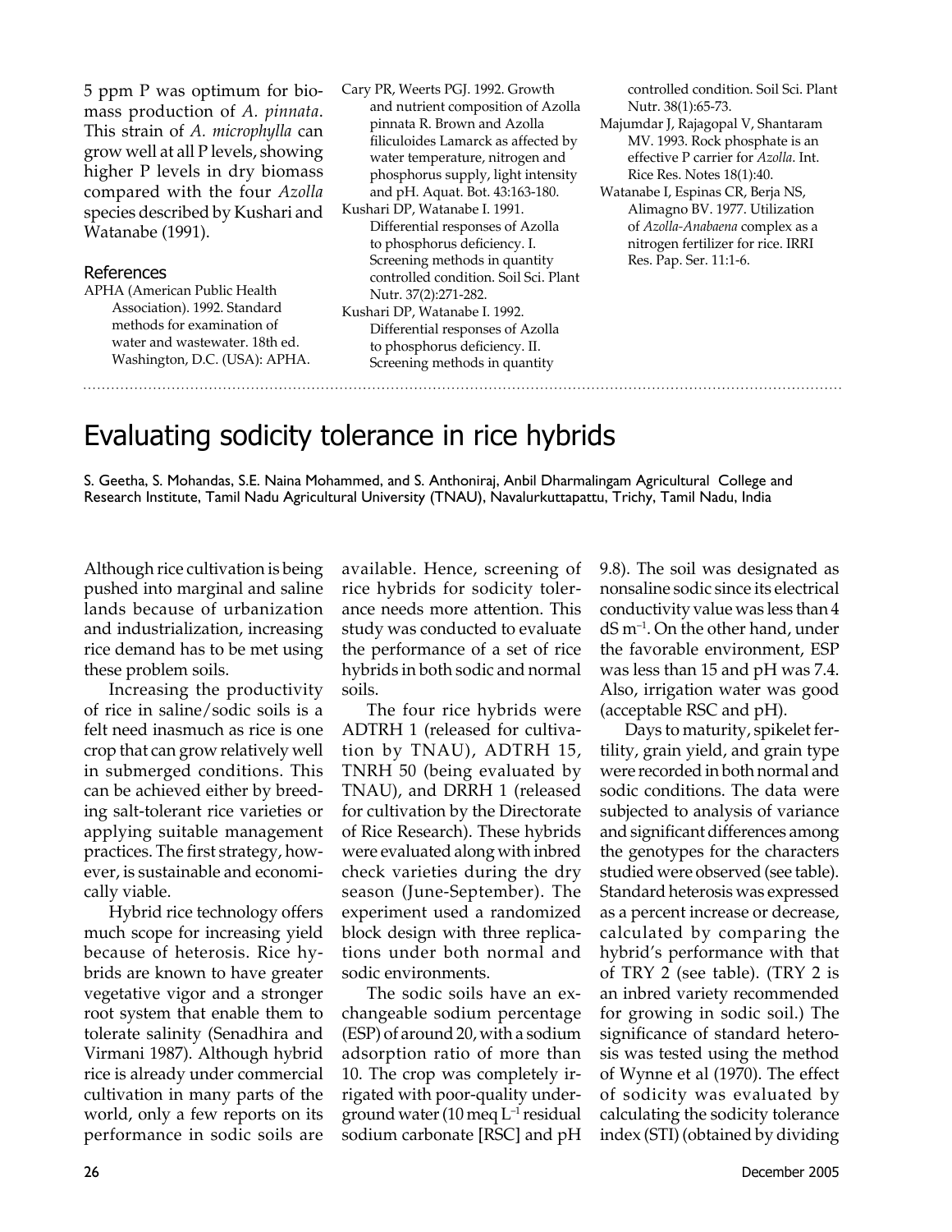5 ppm P was optimum for biomass production of *A. pinnata*. This strain of *A. microphylla* can grow well at all P levels, showing higher P levels in dry biomass compared with the four *Azolla* species described by Kushari and Watanabe (1991).

### References

APHA (American Public Health Association). 1992. Standard methods for examination of water and wastewater. 18th ed. Washington, D.C. (USA): APHA.

Cary PR, Weerts PGJ. 1992. Growth and nutrient composition of Azolla pinnata R. Brown and Azolla filiculoides Lamarck as affected by water temperature, nitrogen and phosphorus supply, light intensity and pH. Aquat. Bot. 43:163-180.

Kushari DP, Watanabe I. 1991. Differential responses of Azolla to phosphorus deficiency. I. Screening methods in quantity controlled condition. Soil Sci. Plant Nutr. 37(2):271-282.

Kushari DP, Watanabe I. 1992. Differential responses of Azolla to phosphorus deficiency. II. Screening methods in quantity controlled condition. Soil Sci. Plant Nutr. 38(1):65-73.

Majumdar J, Rajagopal V, Shantaram MV. 1993. Rock phosphate is an effective P carrier for *Azolla*. Int. Rice Res. Notes 18(1):40.

Watanabe I, Espinas CR, Berja NS, Alimagno BV. 1977. Utilization of *Azolla-Anabaena* complex as a nitrogen fertilizer for rice. IRRI Res. Pap. Ser. 11:1-6.

# Evaluating sodicity tolerance in rice hybrids

S. Geetha, S. Mohandas, S.E. Naina Mohammed, and S. Anthoniraj, Anbil Dharmalingam Agricultural College and Research Institute, Tamil Nadu Agricultural University (TNAU), Navalurkuttapattu, Trichy, Tamil Nadu, India

Although rice cultivation is being pushed into marginal and saline lands because of urbanization and industrialization, increasing rice demand has to be met using these problem soils.

Increasing the productivity of rice in saline/sodic soils is a felt need inasmuch as rice is one crop that can grow relatively well in submerged conditions. This can be achieved either by breeding salt-tolerant rice varieties or applying suitable management practices. The first strategy, however, is sustainable and economically viable.

Hybrid rice technology offers much scope for increasing yield because of heterosis. Rice hybrids are known to have greater vegetative vigor and a stronger root system that enable them to tolerate salinity (Senadhira and Virmani 1987). Although hybrid rice is already under commercial cultivation in many parts of the world, only a few reports on its performance in sodic soils are available. Hence, screening of rice hybrids for sodicity tolerance needs more attention. This study was conducted to evaluate the performance of a set of rice hybrids in both sodic and normal soils.

The four rice hybrids were ADTRH 1 (released for cultivation by TNAU), ADTRH 15, TNRH 50 (being evaluated by TNAU), and DRRH 1 (released for cultivation by the Directorate of Rice Research). These hybrids were evaluated along with inbred check varieties during the dry season (June-September). The experiment used a randomized block design with three replications under both normal and sodic environments.

The sodic soils have an exchangeable sodium percentage (ESP) of around 20, with a sodium adsorption ratio of more than 10. The crop was completely irrigated with poor-quality underground water (10 meq $L^{-1}$ residual sodium carbonate [RSC] and pH 9.8). The soil was designated as nonsaline sodic since its electrical conductivity value was less than 4 dS $m^{-1}$. On the other hand, under the favorable environment, ESP was less than 15 and pH was 7.4. Also, irrigation water was good (acceptable RSC and pH).

Days to maturity, spikelet fertility, grain yield, and grain type were recorded in both normal and sodic conditions. The data were subjected to analysis of variance and significant differences among the genotypes for the characters studied were observed (see table). Standard heterosis was expressed as a percent increase or decrease, calculated by comparing the hybrid's performance with that of TRY 2 (see table). (TRY 2 is an inbred variety recommended for growing in sodic soil.) The significance of standard heterosis was tested using the method of Wynne et al (1970). The effect of sodicity was evaluated by calculating the sodicity tolerance index (STI) (obtained by dividing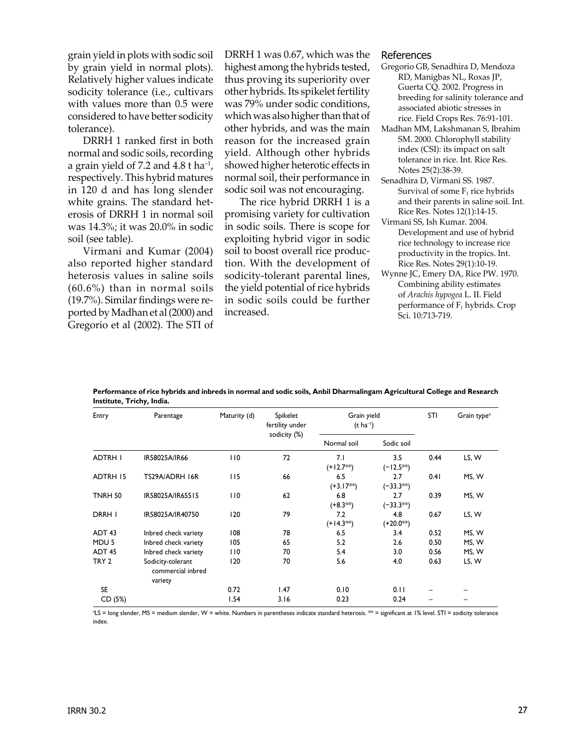grain yield in plots with sodic soil by grain yield in normal plots). Relatively higher values indicate sodicity tolerance (i.e., cultivars with values more than 0.5 were considered to have better sodicity tolerance).

DRRH 1 ranked first in both normal and sodic soils, recording a grain yield of 7.2 and 4.8 t ha$^{-1}$, respectively. This hybrid matures in 120 d and has long slender white grains. The standard heterosis of DRRH 1 in normal soil was 14.3%; it was 20.0% in sodic soil (see table).

Virmani and Kumar (2004) also reported higher standard heterosis values in saline soils (60.6%) than in normal soils (19.7%). Similar findings were reported by Madhan et al (2000) and Gregorio et al (2002). The STI of DRRH 1 was 0.67, which was the highest among the hybrids tested, thus proving its superiority over other hybrids. Its spikelet fertility was 79% under sodic conditions, which was also higher than that of other hybrids, and was the main reason for the increased grain yield. Although other hybrids showed higher heterotic effects in normal soil, their performance in sodic soil was not encouraging.

The rice hybrid DRRH 1 is a promising variety for cultivation in sodic soils. There is scope for exploiting hybrid vigor in sodic soil to boost overall rice production. With the development of sodicity-tolerant parental lines, the yield potential of rice hybrids in sodic soils could be further increased.

## References

Gregorio GB, Senadhira D, Mendoza RD, Manigbas NL, Roxas JP, Guerta CQ. 2002. Progress in breeding for salinity tolerance and associated abiotic stresses in rice. Field Crops Res. 76:91-101.

Madhan MM, Lakshmanan S, Ibrahim SM. 2000. Chlorophyll stability index (CSI): its impact on salt tolerance in rice. Int. Rice Res. Notes 25(2):38-39.

Senadhira D, Virmani SS. 1987. Survival of some $F_1$ rice hybrids and their parents in saline soil. Int. Rice Res. Notes 12(1):14-15.

Virmani SS, Ish Kumar. 2004. Development and use of hybrid rice technology to increase rice productivity in the tropics. Int. Rice Res. Notes 29(1):10-19.

Wynne JC, Emery DA, Rice PW. 1970. Combining ability estimates of *Arachis hypogea* L. II. Field performance of $F_1$ hybrids. Crop Sci. 10:713-719.

**Performance of rice hybrids and inbreds in normal and sodic soils, Anbil Dharmalingam Agricultural College and Research Institute, Trichy, India.**

| Entry | Parentage | Maturity (d) | Spikelet fertility under sodicity (%) | Grain yield (t ha$^{-1}$) | | STI | Grain type[a] |
|---|---|---|---|---|---|---|---|
| | | | | Normal soil | Sodic soil | | |
| ADTRH 1 | IR58025A/IR66 | 110 | 72 | 7.1 (+12.7**) | 3.5 (−12.5**) | 0.44 | LS, W |
| ADTRH 15 | TS29A/ADRH 16R | 115 | 66 | 6.5 (+3.17**) | 2.7 (−33.3**) | 0.41 | MS, W |
| TNRH 50 | IR58025A/IR65515 | 110 | 62 | 6.8 (+8.3**) | 2.7 (−33.3**) | 0.39 | MS, W |
| DRRH 1 | IR58025A/IR40750 | 120 | 79 | 7.2 (+14.3**) | 4.8 (+20.0**) | 0.67 | LS, W |
| ADT 43 | Inbred check variety | 108 | 78 | 6.5 | 3.4 | 0.52 | MS, W |
| MDU 5 | Inbred check variety | 105 | 65 | 5.2 | 2.6 | 0.50 | MS, W |
| ADT 45 | Inbred check variety | 110 | 70 | 5.4 | 3.0 | 0.56 | MS, W |
| TRY 2 | Sodicity-tolerant commercial inbred variety | 120 | 70 | 5.6 | 4.0 | 0.63 | LS, W |
| SE | | 0.72 | 1.47 | 0.10 | 0.11 | – | – |
| CD (5%) | | 1.54 | 3.16 | 0.23 | 0.24 | – | – |

[a]LS = long slender, MS = medium slender, W = white. Numbers in parentheses indicate standard heterosis. ** = significant at 1% level. STI = sodicity tolerance index.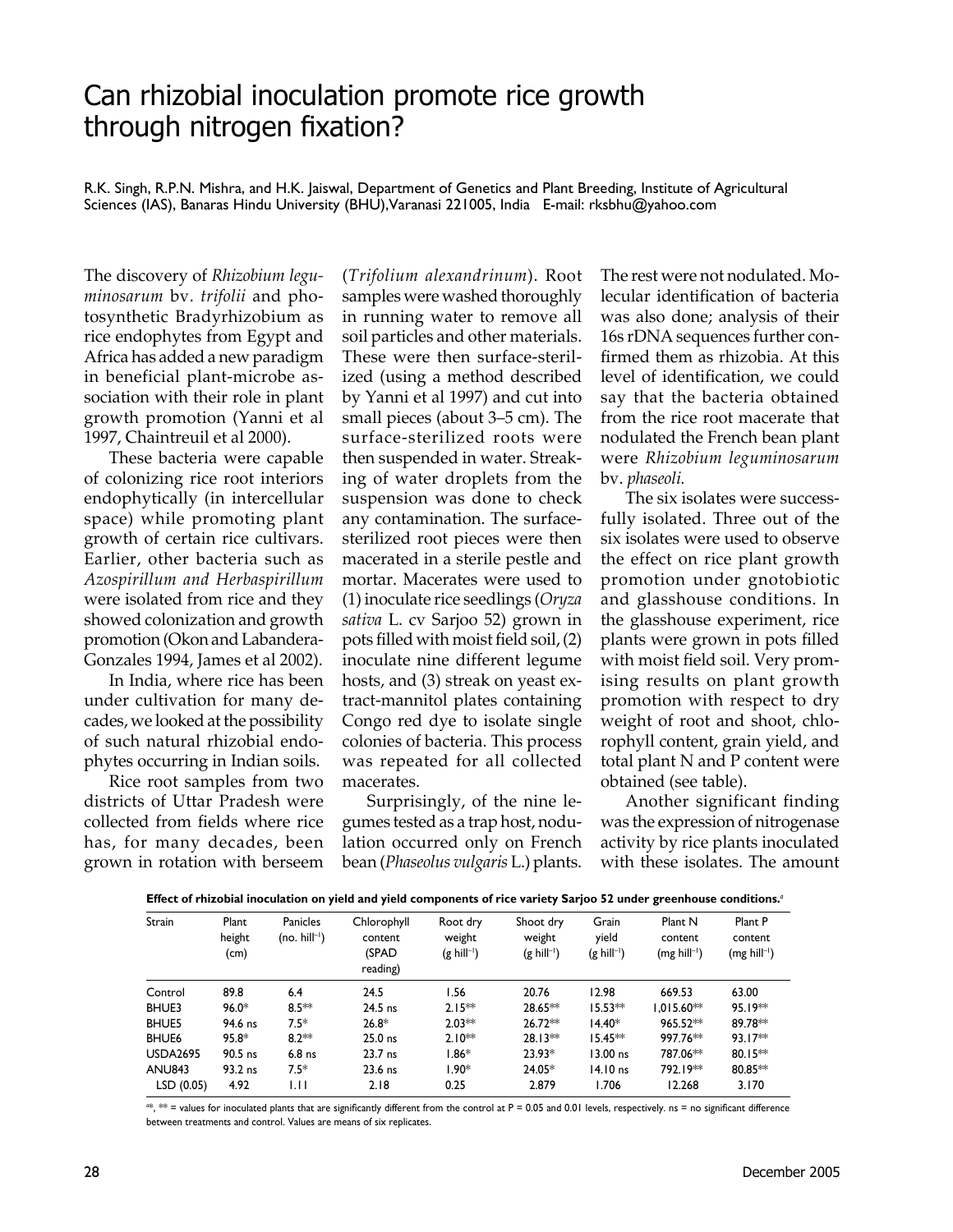# Can rhizobial inoculation promote rice growth through nitrogen fixation?

R.K. Singh, R.P.N. Mishra, and H.K. Jaiswal, Department of Genetics and Plant Breeding, Institute of Agricultural Sciences (IAS), Banaras Hindu University (BHU), Varanasi 221005, India E-mail: rksbhu@yahoo.com

The discovery of *Rhizobium leguminosarum* bv. *trifolii* and photosynthetic Bradyrhizobium as rice endophytes from Egypt and Africa has added a new paradigm in beneficial plant-microbe association with their role in plant growth promotion (Yanni et al 1997, Chaintreuil et al 2000).

These bacteria were capable of colonizing rice root interiors endophytically (in intercellular space) while promoting plant growth of certain rice cultivars. Earlier, other bacteria such as *Azospirillum and Herbaspirillum* were isolated from rice and they showed colonization and growth promotion (Okon and Labandera-Gonzales 1994, James et al 2002).

In India, where rice has been under cultivation for many decades, we looked at the possibility of such natural rhizobial endophytes occurring in Indian soils.

Rice root samples from two districts of Uttar Pradesh were collected from fields where rice has, for many decades, been grown in rotation with berseem (*Trifolium alexandrinum*). Root samples were washed thoroughly in running water to remove all soil particles and other materials. These were then surface-sterilized (using a method described by Yanni et al 1997) and cut into small pieces (about 3–5 cm). The surface-sterilized roots were then suspended in water. Streaking of water droplets from the suspension was done to check any contamination. The surface-sterilized root pieces were then macerated in a sterile pestle and mortar. Macerates were used to (1) inoculate rice seedlings (*Oryza sativa* L. cv Sarjoo 52) grown in pots filled with moist field soil, (2) inoculate nine different legume hosts, and (3) streak on yeast extract-mannitol plates containing Congo red dye to isolate single colonies of bacteria. This process was repeated for all collected macerates.

Surprisingly, of the nine legumes tested as a trap host, nodulation occurred only on French bean (*Phaseolus vulgaris* L.) plants. The rest were not nodulated. Molecular identification of bacteria was also done; analysis of their 16s rDNA sequences further confirmed them as rhizobia. At this level of identification, we could say that the bacteria obtained from the rice root macerate that nodulated the French bean plant were *Rhizobium leguminosarum* bv. *phaseoli.*

The six isolates were successfully isolated. Three out of the six isolates were used to observe the effect on rice plant growth promotion under gnotobiotic and glasshouse conditions. In the glasshouse experiment, rice plants were grown in pots filled with moist field soil. Very promising results on plant growth promotion with respect to dry weight of root and shoot, chlorophyll content, grain yield, and total plant N and P content were obtained (see table).

Another significant finding was the expression of nitrogenase activity by rice plants inoculated with these isolates. The amount

**Effect of rhizobial inoculation on yield and yield components of rice variety Sarjoo 52 under greenhouse conditions.**[a]

| Strain | Plant height (cm) | Panicles (no. hill$^{-1}$) | Chlorophyll content (SPAD reading) | Root dry weight (g hill$^{-1}$) | Shoot dry weight (g hill$^{-1}$) | Grain yield (g hill$^{-1}$) | Plant N content (mg hill$^{-1}$) | Plant P content (mg hill$^{-1}$) |
|---|---|---|---|---|---|---|---|---|
| Control | 89.8 | 6.4 | 24.5 | 1.56 | 20.76 | 12.98 | 669.53 | 63.00 |
| BHUE3 | 96.0* | 8.5** | 24.5 ns | 2.15** | 28.65** | 15.53** | 1,015.60** | 95.19** |
| BHUE5 | 94.6 ns | 7.5* | 26.8* | 2.03** | 26.72** | 14.40* | 965.52** | 89.78** |
| BHUE6 | 95.8* | 8.2** | 25.0 ns | 2.10** | 28.13** | 15.45** | 997.76** | 93.17** |
| USDA2695 | 90.5 ns | 6.8 ns | 23.7 ns | 1.86* | 23.93* | 13.00 ns | 787.06** | 80.15** |
| ANU843 | 93.2 ns | 7.5* | 23.6 ns | 1.90* | 24.05* | 14.10 ns | 792.19** | 80.85** |
| LSD (0.05) | 4.92 | 1.11 | 2.18 | 0.25 | 2.879 | 1.706 | 12.268 | 3.170 |

[a]*, ** = values for inoculated plants that are significantly different from the control at P = 0.05 and 0.01 levels, respectively. ns = no significant difference between treatments and control. Values are means of six replicates.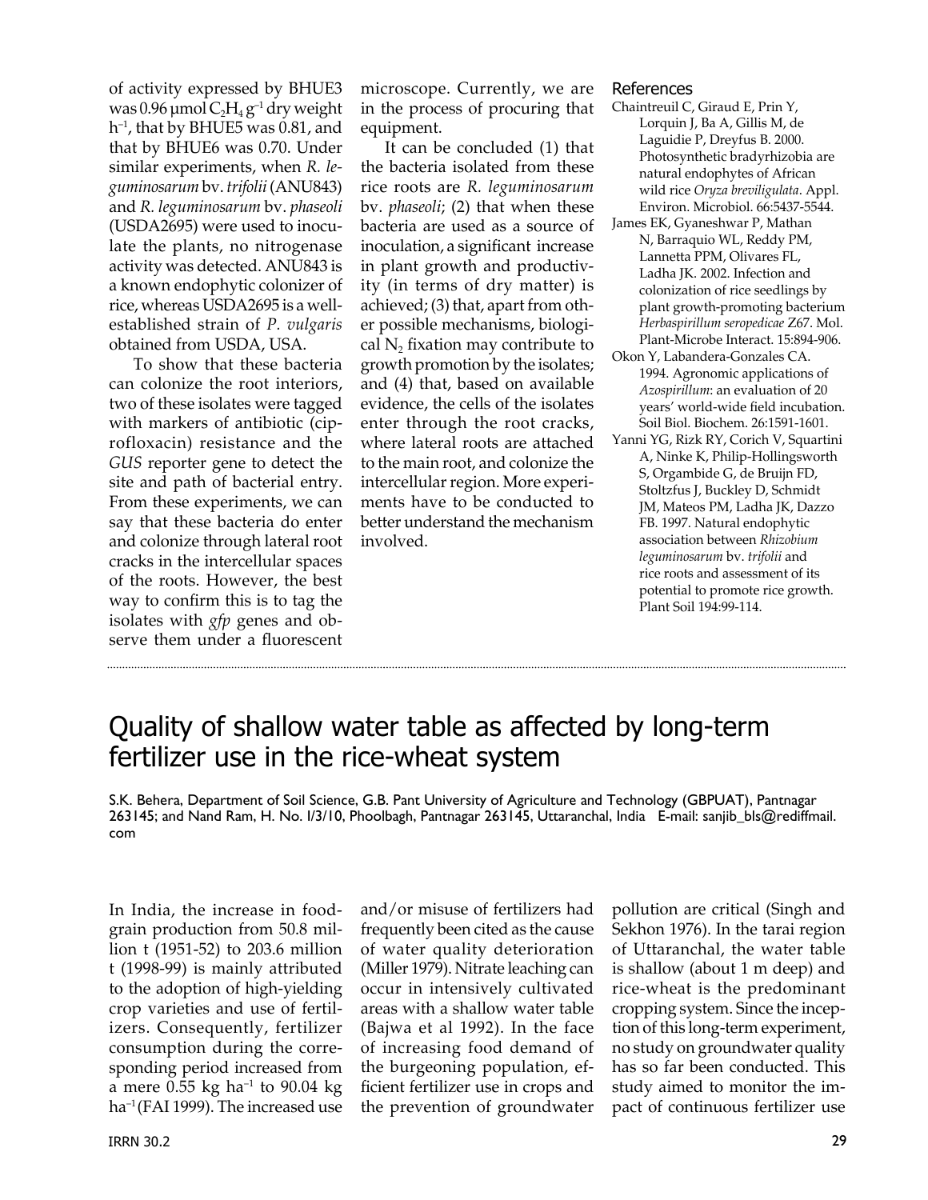of activity expressed by BHUE3 was 0.96 µmol $C_2H_4$ $g^{-1}$ dry weight $h^{-1}$, that by BHUE5 was 0.81, and that by BHUE6 was 0.70. Under similar experiments, when *R. leguminosarum* bv. *trifolii* (ANU843) and *R. leguminosarum* bv. *phaseoli* (USDA2695) were used to inoculate the plants, no nitrogenase activity was detected. ANU843 is a known endophytic colonizer of rice, whereas USDA2695 is a well-established strain of *P. vulgaris* obtained from USDA, USA.

To show that these bacteria can colonize the root interiors, two of these isolates were tagged with markers of antibiotic (ciprofloxacin) resistance and the *GUS* reporter gene to detect the site and path of bacterial entry. From these experiments, we can say that these bacteria do enter and colonize through lateral root cracks in the intercellular spaces of the roots. However, the best way to confirm this is to tag the isolates with *gfp* genes and observe them under a fluorescent microscope. Currently, we are in the process of procuring that equipment.

It can be concluded (1) that the bacteria isolated from these rice roots are *R. leguminosarum* bv. *phaseoli*; (2) that when these bacteria are used as a source of inoculation, a significant increase in plant growth and productivity (in terms of dry matter) is achieved; (3) that, apart from other possible mechanisms, biological $N_2$ fixation may contribute to growth promotion by the isolates; and (4) that, based on available evidence, the cells of the isolates enter through the root cracks, where lateral roots are attached to the main root, and colonize the intercellular region. More experiments have to be conducted to better understand the mechanism involved.

## References

Chaintreuil C, Giraud E, Prin Y, Lorquin J, Ba A, Gillis M, de Laguidie P, Dreyfus B. 2000. Photosynthetic bradyrhizobia are natural endophytes of African wild rice *Oryza breviligulata*. Appl. Environ. Microbiol. 66:5437-5544.

James EK, Gyaneshwar P, Mathan N, Barraquio WL, Reddy PM, Lannetta PPM, Olivares FL, Ladha JK. 2002. Infection and colonization of rice seedlings by plant growth-promoting bacterium *Herbaspirillum seropedicae* Z67. Mol. Plant-Microbe Interact. 15:894-906.

Okon Y, Labandera-Gonzales CA. 1994. Agronomic applications of *Azospirillum*: an evaluation of 20 years' world-wide field incubation. Soil Biol. Biochem. 26:1591-1601.

Yanni YG, Rizk RY, Corich V, Squartini A, Ninke K, Philip-Hollingsworth S, Orgambide G, de Bruijn FD, Stoltzfus J, Buckley D, Schmidt JM, Mateos PM, Ladha JK, Dazzo FB. 1997. Natural endophytic association between *Rhizobium leguminosarum* bv. *trifolii* and rice roots and assessment of its potential to promote rice growth. Plant Soil 194:99-114.

---

# Quality of shallow water table as affected by long-term fertilizer use in the rice-wheat system

S.K. Behera, Department of Soil Science, G.B. Pant University of Agriculture and Technology (GBPUAT), Pantnagar 263145; and Nand Ram, H. No. I/3/10, Phoolbagh, Pantnagar 263145, Uttaranchal, India E-mail: sanjib_bls@rediffmail.com

In India, the increase in foodgrain production from 50.8 million t (1951-52) to 203.6 million t (1998-99) is mainly attributed to the adoption of high-yielding crop varieties and use of fertilizers. Consequently, fertilizer consumption during the corresponding period increased from a mere 0.55 kg $ha^{-1}$ to 90.04 kg $ha^{-1}$ (FAI 1999). The increased use and/or misuse of fertilizers had frequently been cited as the cause of water quality deterioration (Miller 1979). Nitrate leaching can occur in intensively cultivated areas with a shallow water table (Bajwa et al 1992). In the face of increasing food demand of the burgeoning population, efficient fertilizer use in crops and the prevention of groundwater pollution are critical (Singh and Sekhon 1976). In the tarai region of Uttaranchal, the water table is shallow (about 1 m deep) and rice-wheat is the predominant cropping system. Since the inception of this long-term experiment, no study on groundwater quality has so far been conducted. This study aimed to monitor the impact of continuous fertilizer use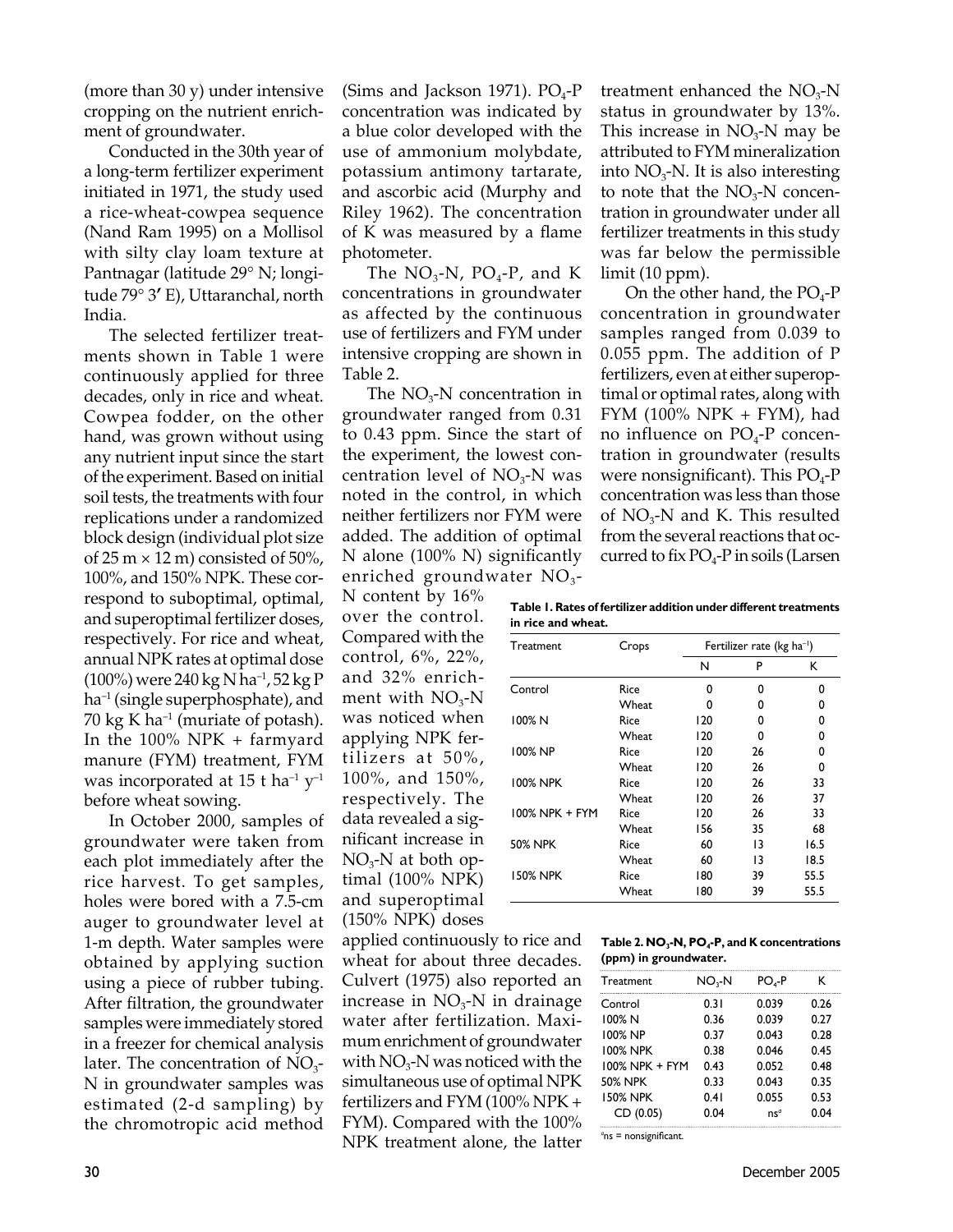(more than 30 y) under intensive cropping on the nutrient enrichment of groundwater.

Conducted in the 30th year of a long-term fertilizer experiment initiated in 1971, the study used a rice-wheat-cowpea sequence (Nand Ram 1995) on a Mollisol with silty clay loam texture at Pantnagar (latitude 29° N; longitude 79° 3′ E), Uttaranchal, north India.

The selected fertilizer treatments shown in Table 1 were continuously applied for three decades, only in rice and wheat. Cowpea fodder, on the other hand, was grown without using any nutrient input since the start of the experiment. Based on initial soil tests, the treatments with four replications under a randomized block design (individual plot size of 25 m × 12 m) consisted of 50%, 100%, and 150% NPK. These correspond to suboptimal, optimal, and superoptimal fertilizer doses, respectively. For rice and wheat, annual NPK rates at optimal dose (100%) were 240 kg N $ha^{-1}$, 52 kg P $ha^{-1}$ (single superphosphate), and 70 kg K $ha^{-1}$ (muriate of potash). In the 100% NPK + farmyard manure (FYM) treatment, FYM was incorporated at 15 t $ha^{-1}$ $y^{-1}$ before wheat sowing.

In October 2000, samples of groundwater were taken from each plot immediately after the rice harvest. To get samples, holes were bored with a 7.5-cm auger to groundwater level at 1-m depth. Water samples were obtained by applying suction using a piece of rubber tubing. After filtration, the groundwater samples were immediately stored in a freezer for chemical analysis later. The concentration of $NO_3$-N in groundwater samples was estimated (2-d sampling) by the chromotropic acid method (Sims and Jackson 1971). $PO_4$-P concentration was indicated by a blue color developed with the use of ammonium molybdate, potassium antimony tartarate, and ascorbic acid (Murphy and Riley 1962). The concentration of K was measured by a flame photometer.

The $NO_3$-N, $PO_4$-P, and K concentrations in groundwater as affected by the continuous use of fertilizers and FYM under intensive cropping are shown in Table 2.

The $NO_3$-N concentration in groundwater ranged from 0.31 to 0.43 ppm. Since the start of the experiment, the lowest concentration level of $NO_3$-N was noted in the control, in which neither fertilizers nor FYM were added. The addition of optimal N alone (100% N) significantly enriched groundwater $NO_3$-N content by 16% over the control. Compared with the control, 6%, 22%, and 32% enrichment with $NO_3$-N was noticed when applying NPK fertilizers at 50%, 100%, and 150%, respectively. The data revealed a significant increase in $NO_3$-N at both optimal (100% NPK) and superoptimal (150% NPK) doses applied continuously to rice and wheat for about three decades. Culvert (1975) also reported an increase in $NO_3$-N in drainage water after fertilization. Maximum enrichment of groundwater with $NO_3$-N was noticed with the simultaneous use of optimal NPK fertilizers and FYM (100% NPK + FYM). Compared with the 100% NPK treatment alone, the latter treatment enhanced the $NO_3$-N status in groundwater by 13%. This increase in $NO_3$-N may be attributed to FYM mineralization into $NO_3$-N. It is also interesting to note that the $NO_3$-N concentration in groundwater under all fertilizer treatments in this study was far below the permissible limit (10 ppm).

On the other hand, the $PO_4$-P concentration in groundwater samples ranged from 0.039 to 0.055 ppm. The addition of P fertilizers, even at either superoptimal or optimal rates, along with FYM (100% NPK + FYM), had no influence on $PO_4$-P concentration in groundwater (results were nonsignificant). This $PO_4$-P concentration was less than those of $NO_3$-N and K. This resulted from the several reactions that occurred to fix $PO_4$-P in soils (Larsen

**Table 1. Rates of fertilizer addition under different treatments in rice and wheat.**

| Treatment | Crops | Fertilizer rate (kg $ha^{-1}$) | | |
|---|---|---|---|---|
| | | N | P | K |
| Control | Rice | 0 | 0 | 0 |
| | Wheat | 0 | 0 | 0 |
| 100% N | Rice | 120 | 0 | 0 |
| | Wheat | 120 | 0 | 0 |
| 100% NP | Rice | 120 | 26 | 0 |
| | Wheat | 120 | 26 | 0 |
| 100% NPK | Rice | 120 | 26 | 33 |
| | Wheat | 120 | 26 | 37 |
| 100% NPK + FYM | Rice | 120 | 26 | 33 |
| | Wheat | 156 | 35 | 68 |
| 50% NPK | Rice | 60 | 13 | 16.5 |
| | Wheat | 60 | 13 | 18.5 |
| 150% NPK | Rice | 180 | 39 | 55.5 |
| | Wheat | 180 | 39 | 55.5 |

**Table 2. $NO_3$-N, $PO_4$-P, and K concentrations (ppm) in groundwater.**

| Treatment | $NO_3$-N | $PO_4$-P | K |
|---|---|---|---|
| Control | 0.31 | 0.039 | 0.26 |
| 100% N | 0.36 | 0.039 | 0.27 |
| 100% NP | 0.37 | 0.043 | 0.28 |
| 100% NPK | 0.38 | 0.046 | 0.45 |
| 100% NPK + FYM | 0.43 | 0.052 | 0.48 |
| 50% NPK | 0.33 | 0.043 | 0.35 |
| 150% NPK | 0.41 | 0.055 | 0.53 |
| CD (0.05) | 0.04 | ns[a] | 0.04 |

[a]ns = nonsignificant.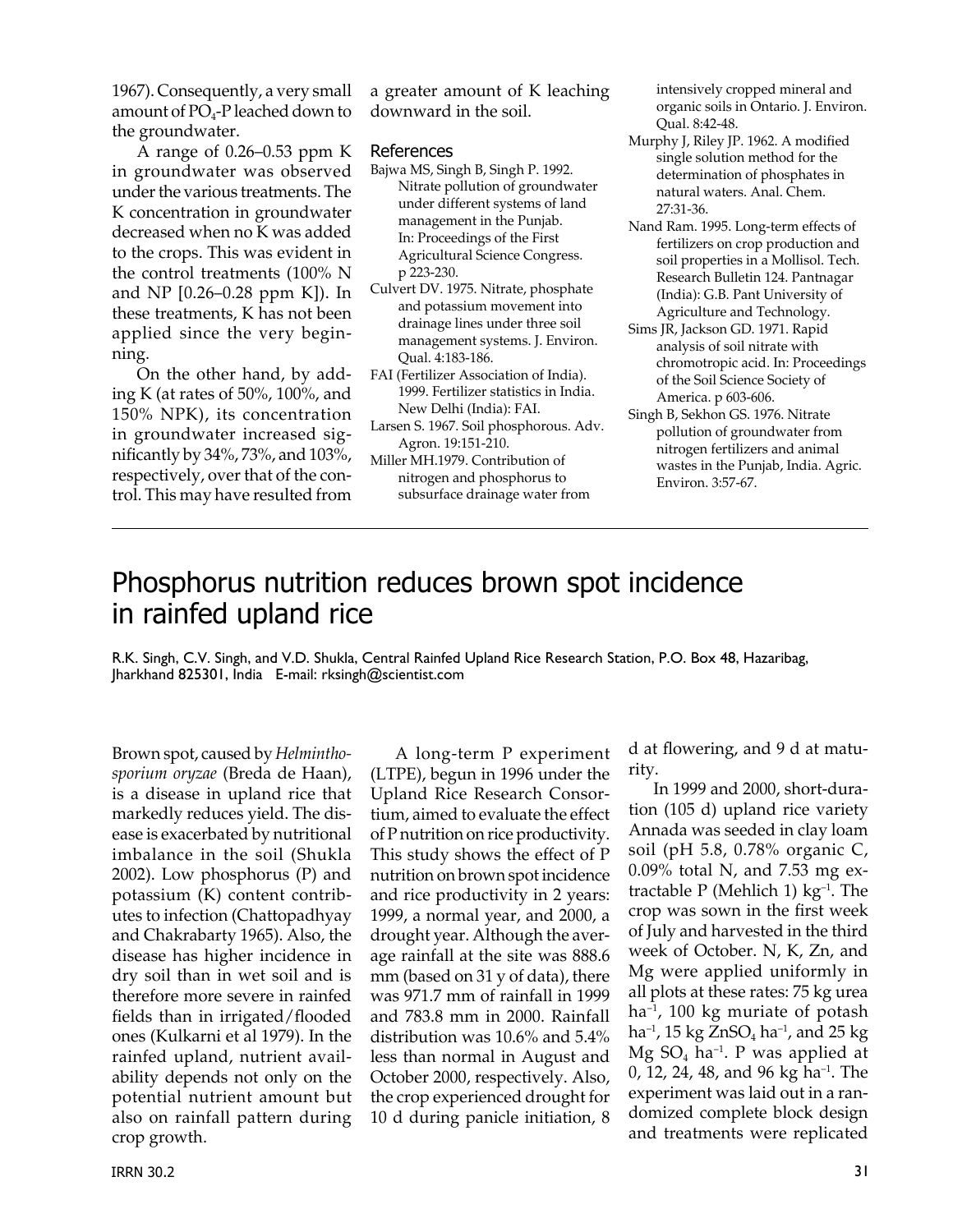1967). Consequently, a very small amount of $PO_4$-P leached down to the groundwater.

A range of 0.26–0.53 ppm K in groundwater was observed under the various treatments. The K concentration in groundwater decreased when no K was added to the crops. This was evident in the control treatments (100% N and NP [0.26–0.28 ppm K]). In these treatments, K has not been applied since the very beginning.

On the other hand, by adding K (at rates of 50%, 100%, and 150% NPK), its concentration in groundwater increased significantly by 34%, 73%, and 103%, respectively, over that of the control. This may have resulted from a greater amount of K leaching downward in the soil.

### References

Bajwa MS, Singh B, Singh P. 1992. Nitrate pollution of groundwater under different systems of land management in the Punjab. In: Proceedings of the First Agricultural Science Congress. p 223-230.

Culvert DV. 1975. Nitrate, phosphate and potassium movement into drainage lines under three soil management systems. J. Environ. Qual. 4:183-186.

FAI (Fertilizer Association of India). 1999. Fertilizer statistics in India. New Delhi (India): FAI.

Larsen S. 1967. Soil phosphorous. Adv. Agron. 19:151-210.

Miller MH.1979. Contribution of nitrogen and phosphorus to subsurface drainage water from intensively cropped mineral and organic soils in Ontario. J. Environ. Qual. 8:42-48.

Murphy J, Riley JP. 1962. A modified single solution method for the determination of phosphates in natural waters. Anal. Chem. 27:31-36.

Nand Ram. 1995. Long-term effects of fertilizers on crop production and soil properties in a Mollisol. Tech. Research Bulletin 124. Pantnagar (India): G.B. Pant University of Agriculture and Technology.

Sims JR, Jackson GD. 1971. Rapid analysis of soil nitrate with chromotropic acid. In: Proceedings of the Soil Science Society of America. p 603-606.

Singh B, Sekhon GS. 1976. Nitrate pollution of groundwater from nitrogen fertilizers and animal wastes in the Punjab, India. Agric. Environ. 3:57-67.

# Phosphorus nutrition reduces brown spot incidence in rainfed upland rice

R.K. Singh, C.V. Singh, and V.D. Shukla, Central Rainfed Upland Rice Research Station, P.O. Box 48, Hazaribag, Jharkhand 825301, India E-mail: rksingh@scientist.com

Brown spot, caused by *Helminthosporium oryzae* (Breda de Haan), is a disease in upland rice that markedly reduces yield. The disease is exacerbated by nutritional imbalance in the soil (Shukla 2002). Low phosphorus (P) and potassium (K) content contributes to infection (Chattopadhyay and Chakrabarty 1965). Also, the disease has higher incidence in dry soil than in wet soil and is therefore more severe in rainfed fields than in irrigated/flooded ones (Kulkarni et al 1979). In the rainfed upland, nutrient availability depends not only on the potential nutrient amount but also on rainfall pattern during crop growth.

A long-term P experiment (LTPE), begun in 1996 under the Upland Rice Research Consortium, aimed to evaluate the effect of P nutrition on rice productivity. This study shows the effect of P nutrition on brown spot incidence and rice productivity in 2 years: 1999, a normal year, and 2000, a drought year. Although the average rainfall at the site was 888.6 mm (based on 31 y of data), there was 971.7 mm of rainfall in 1999 and 783.8 mm in 2000. Rainfall distribution was 10.6% and 5.4% less than normal in August and October 2000, respectively. Also, the crop experienced drought for 10 d during panicle initiation, 8 d at flowering, and 9 d at maturity.

In 1999 and 2000, short-duration (105 d) upland rice variety Annada was seeded in clay loam soil (pH 5.8, 0.78% organic C, 0.09% total N, and 7.53 mg extractable P (Mehlich 1) $kg^{-1}$. The crop was sown in the first week of July and harvested in the third week of October. N, K, Zn, and Mg were applied uniformly in all plots at these rates: 75 kg urea $ha^{-1}$, 100 kg muriate of potash $ha^{-1}$, 15 kg $ZnSO_4$ $ha^{-1}$, and 25 kg Mg $SO_4$ $ha^{-1}$. P was applied at 0, 12, 24, 48, and 96 kg $ha^{-1}$. The experiment was laid out in a randomized complete block design and treatments were replicated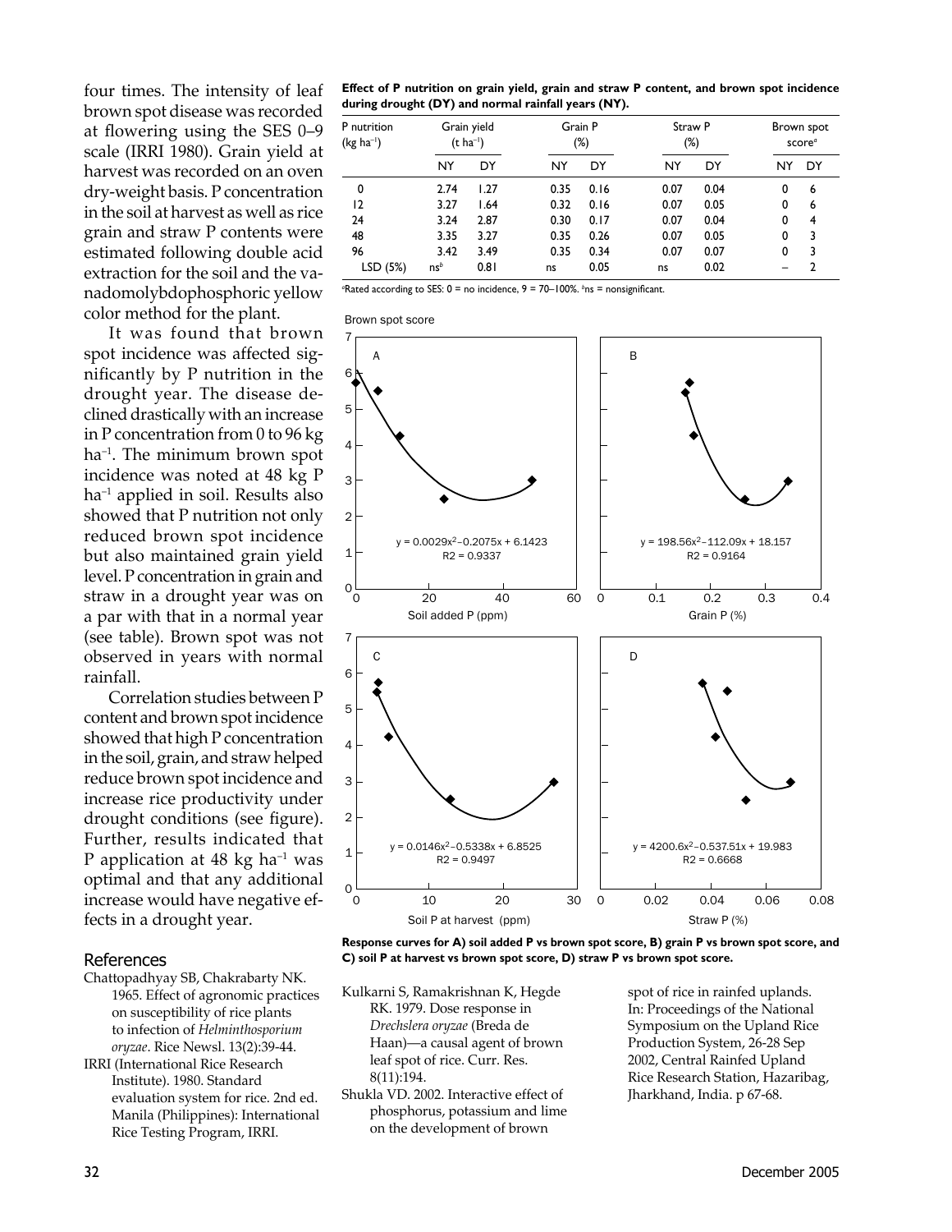four times. The intensity of leaf brown spot disease was recorded at flowering using the SES 0–9 scale (IRRI 1980). Grain yield at harvest was recorded on an oven dry-weight basis. P concentration in the soil at harvest as well as rice grain and straw P contents were estimated following double acid extraction for the soil and the vanadomolybdophosphoric yellow color method for the plant.

It was found that brown spot incidence was affected significantly by P nutrition in the drought year. The disease declined drastically with an increase in P concentration from 0 to 96 kg ha$^{-1}$. The minimum brown spot incidence was noted at 48 kg P ha$^{-1}$ applied in soil. Results also showed that P nutrition not only reduced brown spot incidence but also maintained grain yield level. P concentration in grain and straw in a drought year was on a par with that in a normal year (see table). Brown spot was not observed in years with normal rainfall.

Correlation studies between P content and brown spot incidence showed that high P concentration in the soil, grain, and straw helped reduce brown spot incidence and increase rice productivity under drought conditions (see figure). Further, results indicated that P application at 48 kg ha$^{-1}$ was optimal and that any additional increase would have negative effects in a drought year.

**Effect of P nutrition on grain yield, grain and straw P content, and brown spot incidence during drought (DY) and normal rainfall years (NY).**

| P nutrition (kg ha$^{-1}$) | Grain yield (t ha$^{-1}$) | | Grain P (%) | | Straw P (%) | | Brown spot score[a] | |
|---|---|---|---|---|---|---|---|---|
| | NY | DY | NY | DY | NY | DY | NY | DY |
| 0 | 2.74 | 1.27 | 0.35 | 0.16 | 0.07 | 0.04 | 0 | 6 |
| 12 | 3.27 | 1.64 | 0.32 | 0.16 | 0.07 | 0.05 | 0 | 6 |
| 24 | 3.24 | 2.87 | 0.30 | 0.17 | 0.07 | 0.04 | 0 | 4 |
| 48 | 3.35 | 3.27 | 0.35 | 0.26 | 0.07 | 0.05 | 0 | 3 |
| 96 | 3.42 | 3.49 | 0.35 | 0.34 | 0.07 | 0.07 | 0 | 3 |
| LSD (5%) | ns[b] | 0.81 | ns | 0.05 | ns | 0.02 | – | 2 |

[a]Rated according to SES: 0 = no incidence, 9 = 70–100%. [b]ns = nonsignificant.

Brown spot score

A: $y = 0.0029x^2 - 0.2075x + 6.1423$, $R2 = 0.9337$

B: $y = 198.56x^2 - 112.09x + 18.157$, $R2 = 0.9164$

C: $y = 0.0146x^2 - 0.5338x + 6.8525$, $R2 = 0.9497$

D: $y = 4200.6x^2 - 537.51x + 19.983$, $R2 = 0.6668$

**Response curves for A) soil added P vs brown spot score, B) grain P vs brown spot score, and C) soil P at harvest vs brown spot score, D) straw P vs brown spot score.**

## References

Chattopadhyay SB, Chakrabarty NK. 1965. Effect of agronomic practices on susceptibility of rice plants to infection of *Helminthosporium oryzae*. Rice Newsl. 13(2):39-44.

IRRI (International Rice Research Institute). 1980. Standard evaluation system for rice. 2nd ed. Manila (Philippines): International Rice Testing Program, IRRI.

Kulkarni S, Ramakrishnan K, Hegde RK. 1979. Dose response in *Drechslera oryzae* (Breda de Haan)—a causal agent of brown leaf spot of rice. Curr. Res. 8(11):194.

Shukla VD. 2002. Interactive effect of phosphorus, potassium and lime on the development of brown spot of rice in rainfed uplands. In: Proceedings of the National Symposium on the Upland Rice Production System, 26-28 Sep 2002, Central Rainfed Upland Rice Research Station, Hazaribag, Jharkhand, India. p 67-68.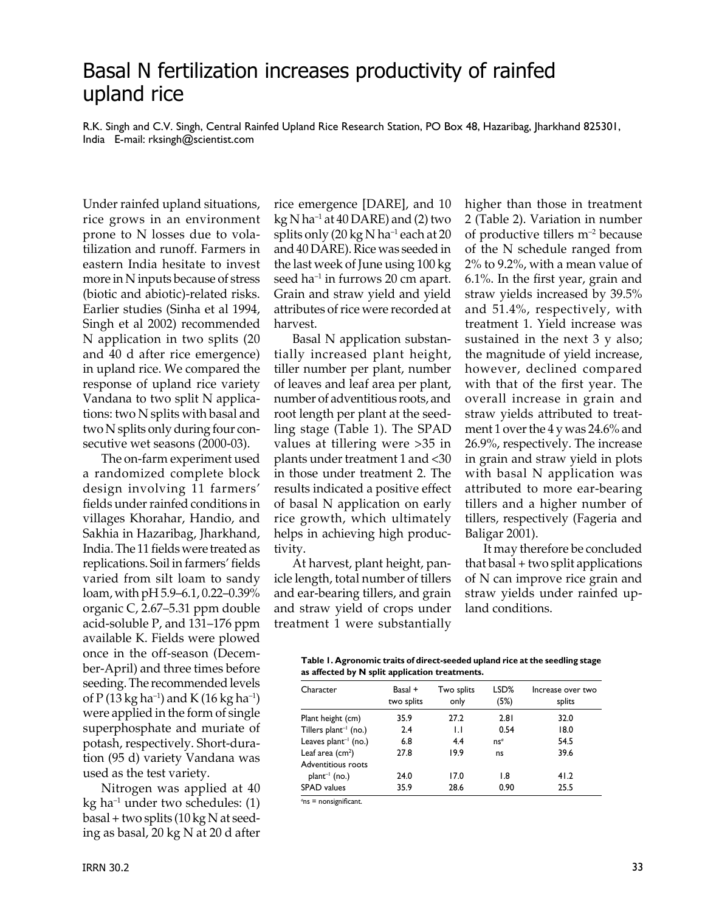# Basal N fertilization increases productivity of rainfed upland rice

R.K. Singh and C.V. Singh, Central Rainfed Upland Rice Research Station, PO Box 48, Hazaribag, Jharkhand 825301, India E-mail: rksingh@scientist.com

Under rainfed upland situations, rice grows in an environment prone to N losses due to volatilization and runoff. Farmers in eastern India hesitate to invest more in N inputs because of stress (biotic and abiotic)-related risks. Earlier studies (Sinha et al 1994, Singh et al 2002) recommended N application in two splits (20 and 40 d after rice emergence) in upland rice. We compared the response of upland rice variety Vandana to two split N applications: two N splits with basal and two N splits only during four consecutive wet seasons (2000-03).

The on-farm experiment used a randomized complete block design involving 11 farmers' fields under rainfed conditions in villages Khorahar, Handio, and Sakhia in Hazaribag, Jharkhand, India. The 11 fields were treated as replications. Soil in farmers' fields varied from silt loam to sandy loam, with pH 5.9–6.1, 0.22–0.39% organic C, 2.67–5.31 ppm double acid-soluble P, and 131–176 ppm available K. Fields were plowed once in the off-season (December-April) and three times before seeding. The recommended levels of P (13 kg ha$^{-1}$) and K (16 kg ha$^{-1}$) were applied in the form of single superphosphate and muriate of potash, respectively. Short-duration (95 d) variety Vandana was used as the test variety.

Nitrogen was applied at 40 kg ha$^{-1}$ under two schedules: (1) basal + two splits (10 kg N at seeding as basal, 20 kg N at 20 d after rice emergence [DARE], and 10 kg N ha$^{-1}$ at 40 DARE) and (2) two splits only (20 kg N ha$^{-1}$ each at 20 and 40 DARE). Rice was seeded in the last week of June using 100 kg seed ha$^{-1}$ in furrows 20 cm apart. Grain and straw yield and yield attributes of rice were recorded at harvest.

Basal N application substantially increased plant height, tiller number per plant, number of leaves and leaf area per plant, number of adventitious roots, and root length per plant at the seedling stage (Table 1). The SPAD values at tillering were >35 in plants under treatment 1 and <30 in those under treatment 2. The results indicated a positive effect of basal N application on early rice growth, which ultimately helps in achieving high productivity.

At harvest, plant height, panicle length, total number of tillers and ear-bearing tillers, and grain and straw yield of crops under treatment 1 were substantially higher than those in treatment 2 (Table 2). Variation in number of productive tillers m$^{-2}$ because of the N schedule ranged from 2% to 9.2%, with a mean value of 6.1%. In the first year, grain and straw yields increased by 39.5% and 51.4%, respectively, with treatment 1. Yield increase was sustained in the next 3 y also; the magnitude of yield increase, however, declined compared with that of the first year. The overall increase in grain and straw yields attributed to treatment 1 over the 4 y was 24.6% and 26.9%, respectively. The increase in grain and straw yield in plots with basal N application was attributed to more ear-bearing tillers and a higher number of tillers, respectively (Fageria and Baligar 2001).

It may therefore be concluded that basal + two split applications of N can improve rice grain and straw yields under rainfed upland conditions.

**Table 1. Agronomic traits of direct-seeded upland rice at the seedling stage as affected by N split application treatments.**

| Character | Basal + two splits | Two splits only | LSD% (5%) | Increase over two splits |
|---|---|---|---|---|
| Plant height (cm) | 35.9 | 27.2 | 2.81 | 32.0 |
| Tillers plant$^{-1}$ (no.) | 2.4 | 1.1 | 0.54 | 18.0 |
| Leaves plant$^{-1}$ (no.) | 6.8 | 4.4 | ns[a] | 54.5 |
| Leaf area (cm$^2$) | 27.8 | 19.9 | ns | 39.6 |
| Adventitious roots plant$^{-1}$ (no.) | 24.0 | 17.0 | 1.8 | 41.2 |
| SPAD values | 35.9 | 28.6 | 0.90 | 25.5 |

[a]ns = nonsignificant.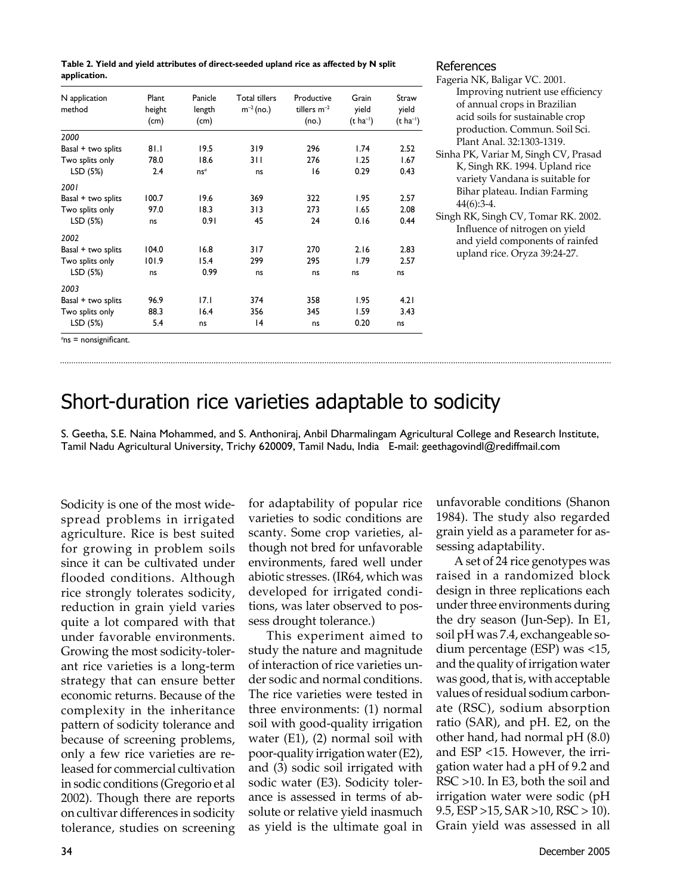**Table 2. Yield and yield attributes of direct-seeded upland rice as affected by N split application.**

| N application method | Plant height (cm) | Panicle length (cm) | Total tillers $m^{-2}$ (no.) | Productive tillers $m^{-2}$ (no.) | Grain yield ($t\ ha^{-1}$) | Straw yield ($t\ ha^{-1}$) |
|---|---|---|---|---|---|---|
| *2000* | | | | | | |
| Basal + two splits | 81.1 | 19.5 | 319 | 296 | 1.74 | 2.52 |
| Two splits only | 78.0 | 18.6 | 311 | 276 | 1.25 | 1.67 |
| LSD (5%) | 2.4 | ns[a] | ns | 16 | 0.29 | 0.43 |
| *2001* | | | | | | |
| Basal + two splits | 100.7 | 19.6 | 369 | 322 | 1.95 | 2.57 |
| Two splits only | 97.0 | 18.3 | 313 | 273 | 1.65 | 2.08 |
| LSD (5%) | ns | 0.91 | 45 | 24 | 0.16 | 0.44 |
| *2002* | | | | | | |
| Basal + two splits | 104.0 | 16.8 | 317 | 270 | 2.16 | 2.83 |
| Two splits only | 101.9 | 15.4 | 299 | 295 | 1.79 | 2.57 |
| LSD (5%) | ns | 0.99 | ns | ns | ns | ns |
| *2003* | | | | | | |
| Basal + two splits | 96.9 | 17.1 | 374 | 358 | 1.95 | 4.21 |
| Two splits only | 88.3 | 16.4 | 356 | 345 | 1.59 | 3.43 |
| LSD (5%) | 5.4 | ns | 14 | ns | 0.20 | ns |

[a]ns = nonsignificant.

## References

Fageria NK, Baligar VC. 2001. Improving nutrient use efficiency of annual crops in Brazilian acid soils for sustainable crop production. Commun. Soil Sci. Plant Anal. 32:1303-1319.

Sinha PK, Variar M, Singh CV, Prasad K, Singh RK. 1994. Upland rice variety Vandana is suitable for Bihar plateau. Indian Farming 44(6):3-4.

Singh RK, Singh CV, Tomar RK. 2002. Influence of nitrogen on yield and yield components of rainfed upland rice. Oryza 39:24-27.

# Short-duration rice varieties adaptable to sodicity

S. Geetha, S.E. Naina Mohammed, and S. Anthoniraj, Anbil Dharmalingam Agricultural College and Research Institute, Tamil Nadu Agricultural University, Trichy 620009, Tamil Nadu, India E-mail: geethagovindl@rediffmail.com

Sodicity is one of the most widespread problems in irrigated agriculture. Rice is best suited for growing in problem soils since it can be cultivated under flooded conditions. Although rice strongly tolerates sodicity, reduction in grain yield varies quite a lot compared with that under favorable environments. Growing the most sodicity-tolerant rice varieties is a long-term strategy that can ensure better economic returns. Because of the complexity in the inheritance pattern of sodicity tolerance and because of screening problems, only a few rice varieties are released for commercial cultivation in sodic conditions (Gregorio et al 2002). Though there are reports on cultivar differences in sodicity tolerance, studies on screening for adaptability of popular rice varieties to sodic conditions are scanty. Some crop varieties, although not bred for unfavorable environments, fared well under abiotic stresses. (IR64, which was developed for irrigated conditions, was later observed to possess drought tolerance.)

This experiment aimed to study the nature and magnitude of interaction of rice varieties under sodic and normal conditions. The rice varieties were tested in three environments: (1) normal soil with good-quality irrigation water (E1), (2) normal soil with poor-quality irrigation water (E2), and (3) sodic soil irrigated with sodic water (E3). Sodicity tolerance is assessed in terms of absolute or relative yield inasmuch as yield is the ultimate goal in unfavorable conditions (Shanon 1984). The study also regarded grain yield as a parameter for assessing adaptability.

A set of 24 rice genotypes was raised in a randomized block design in three replications each under three environments during the dry season (Jun-Sep). In E1, soil pH was 7.4, exchangeable sodium percentage (ESP) was <15, and the quality of irrigation water was good, that is, with acceptable values of residual sodium carbonate (RSC), sodium absorption ratio (SAR), and pH. E2, on the other hand, had normal pH (8.0) and ESP <15. However, the irrigation water had a pH of 9.2 and RSC >10. In E3, both the soil and irrigation water were sodic (pH 9.5, ESP >15, SAR >10, RSC > 10). Grain yield was assessed in all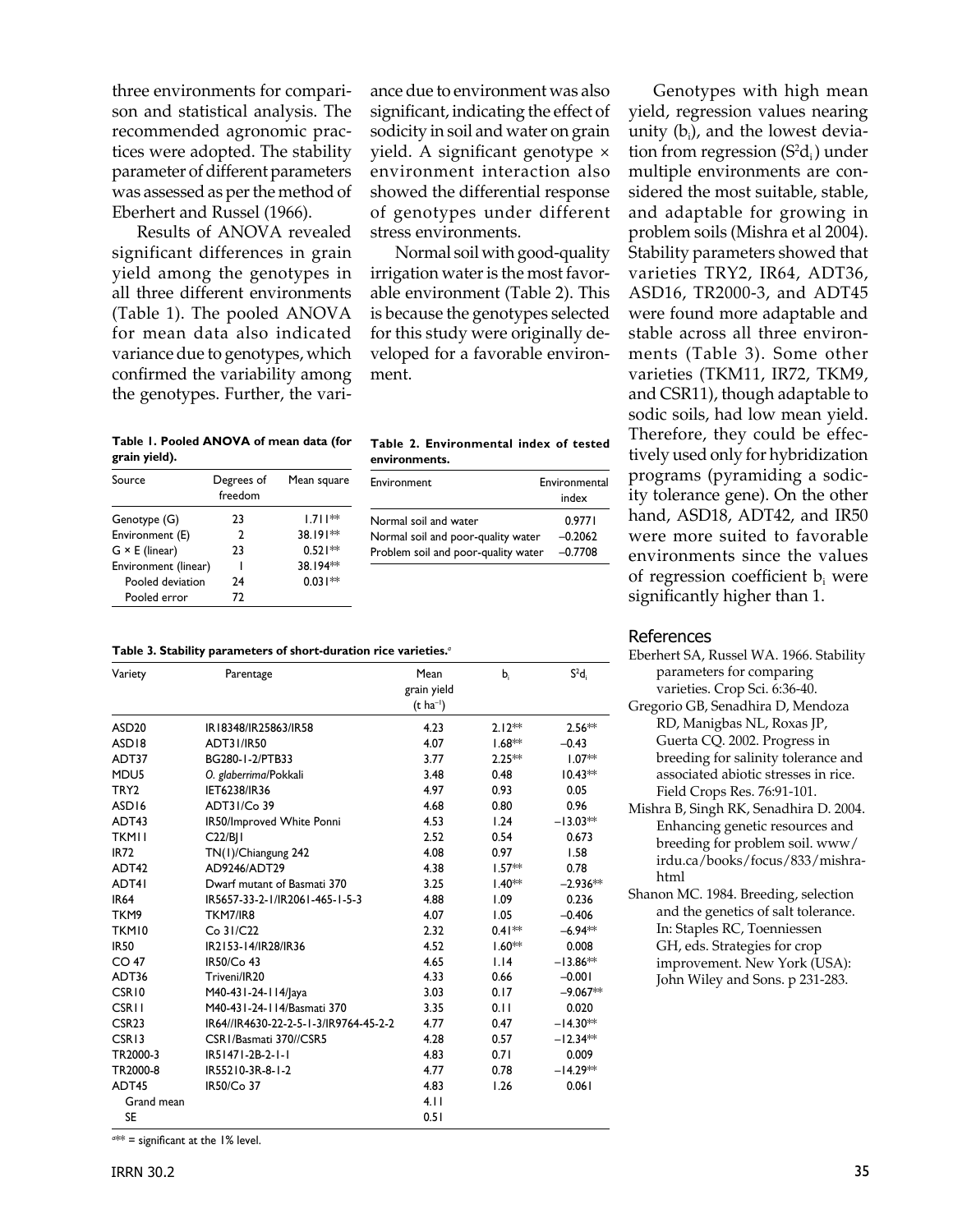three environments for comparison and statistical analysis. The recommended agronomic practices were adopted. The stability parameter of different parameters was assessed as per the method of Eberhert and Russel (1966).

Results of ANOVA revealed significant differences in grain yield among the genotypes in all three different environments (Table 1). The pooled ANOVA for mean data also indicated variance due to genotypes, which confirmed the variability among the genotypes. Further, the variance due to environment was also significant, indicating the effect of sodicity in soil and water on grain yield. A significant genotype × environment interaction also showed the differential response of genotypes under different stress environments.

Normal soil with good-quality irrigation water is the most favorable environment (Table 2). This is because the genotypes selected for this study were originally developed for a favorable environment.

**Table 1. Pooled ANOVA of mean data (for grain yield).**

| Source | Degrees of freedom | Mean square |
|---|---|---|
| Genotype (G) | 23 | 1.711** |
| Environment (E) | 2 | 38.191** |
| G × E (linear) | 23 | 0.521** |
| Environment (linear) | 1 | 38.194** |
| Pooled deviation | 24 | 0.031** |
| Pooled error | 72 | |

**Table 2. Environmental index of tested environments.**

| Environment | Environmental index |
|---|---|
| Normal soil and water | 0.9771 |
| Normal soil and poor-quality water | –0.2062 |
| Problem soil and poor-quality water | –0.7708 |

Genotypes with high mean yield, regression values nearing unity ($b_i$), and the lowest deviation from regression ($S^2d_i$) under multiple environments are considered the most suitable, stable, and adaptable for growing in problem soils (Mishra et al 2004). Stability parameters showed that varieties TRY2, IR64, ADT36, ASD16, TR2000-3, and ADT45 were found more adaptable and stable across all three environments (Table 3). Some other varieties (TKM11, IR72, TKM9, and CSR11), though adaptable to sodic soils, had low mean yield. Therefore, they could be effectively used only for hybridization programs (pyramiding a sodicity tolerance gene). On the other hand, ASD18, ADT42, and IR50 were more suited to favorable environments since the values of regression coefficient $b_i$ were significantly higher than 1.

**Table 3. Stability parameters of short-duration rice varieties.**[a]

| Variety | Parentage | Mean grain yield (t ha$^{-1}$) | $b_i$ | $S^2d_i$ |
|---|---|---|---|---|
| ASD20 | IR18348/IR25863/IR58 | 4.23 | 2.12** | 2.56** |
| ASD18 | ADT31/IR50 | 4.07 | 1.68** | –0.43 |
| ADT37 | BG280-1-2/PTB33 | 3.77 | 2.25** | 1.07** |
| MDU5 | *O. glaberrima*/Pokkali | 3.48 | 0.48 | 10.43** |
| TRY2 | IET6238/IR36 | 4.97 | 0.93 | 0.05 |
| ASD16 | ADT31/Co 39 | 4.68 | 0.80 | 0.96 |
| ADT43 | IR50/Improved White Ponni | 4.53 | 1.24 | –13.03** |
| TKM11 | C22/BJ1 | 2.52 | 0.54 | 0.673 |
| IR72 | TN(1)/Chiangung 242 | 4.08 | 0.97 | 1.58 |
| ADT42 | AD9246/ADT29 | 4.38 | 1.57** | 0.78 |
| ADT41 | Dwarf mutant of Basmati 370 | 3.25 | 1.40** | –2.936** |
| IR64 | IR5657-33-2-1/IR2061-465-1-5-3 | 4.88 | 1.09 | 0.236 |
| TKM9 | TKM7/IR8 | 4.07 | 1.05 | –0.406 |
| TKM10 | Co 31/C22 | 2.32 | 0.41** | –6.94** |
| IR50 | IR2153-14/IR28/IR36 | 4.52 | 1.60** | 0.008 |
| CO 47 | IR50/Co 43 | 4.65 | 1.14 | –13.86** |
| ADT36 | Triveni/IR20 | 4.33 | 0.66 | –0.001 |
| CSR10 | M40-431-24-114/Jaya | 3.03 | 0.17 | –9.067** |
| CSR11 | M40-431-24-114/Basmati 370 | 3.35 | 0.11 | 0.020 |
| CSR23 | IR64//IR4630-22-2-5-1-3/IR9764-45-2-2 | 4.77 | 0.47 | –14.30** |
| CSR13 | CSR1/Basmati 370//CSR5 | 4.28 | 0.57 | –12.34** |
| TR2000-3 | IR51471-2B-2-1-1 | 4.83 | 0.71 | 0.009 |
| TR2000-8 | IR55210-3R-8-1-2 | 4.77 | 0.78 | –14.29** |
| ADT45 | IR50/Co 37 | 4.83 | 1.26 | 0.061 |
| Grand mean | | 4.11 | | |
| SE | | 0.51 | | |

[a]** = significant at the 1% level.

## References

Eberhert SA, Russel WA. 1966. Stability parameters for comparing varieties. Crop Sci. 6:36-40.

Gregorio GB, Senadhira D, Mendoza RD, Manigbas NL, Roxas JP, Guerta CQ. 2002. Progress in breeding for salinity tolerance and associated abiotic stresses in rice. Field Crops Res. 76:91-101.

Mishra B, Singh RK, Senadhira D. 2004. Enhancing genetic resources and breeding for problem soil. www/irdu.ca/books/focus/833/mishra-html

Shanon MC. 1984. Breeding, selection and the genetics of salt tolerance. In: Staples RC, Toenniessen GH, eds. Strategies for crop improvement. New York (USA): John Wiley and Sons. p 231-283.